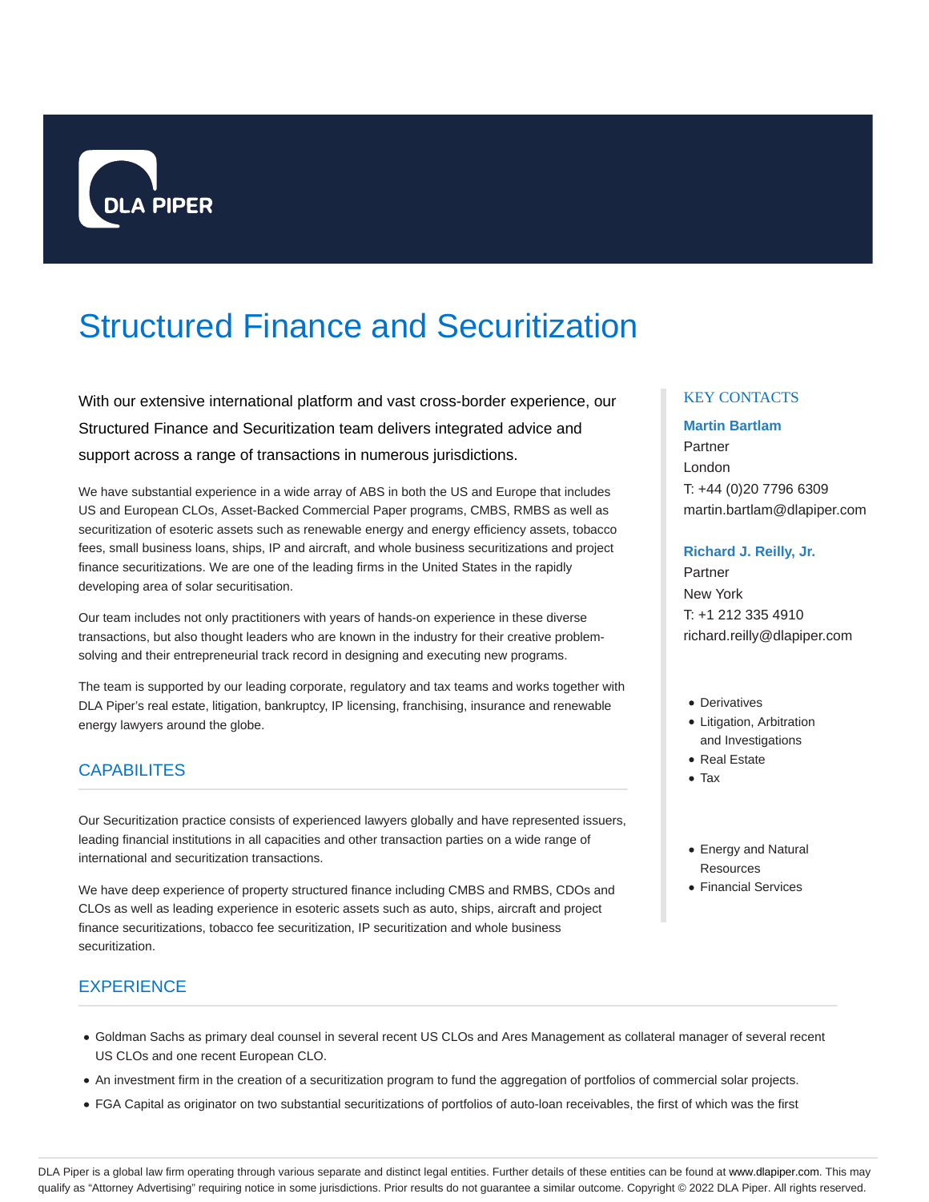# Structured Finance and Securitization

With our extensive international platform and vast cross-border experience, our Structured Finance and Securitization team delivers integrated advice and support across a range of transactions in numerous jurisdictions.

We have substantial experience in a wide array of ABS in both the US and Europe that includes US and European CLOs, Asset-Backed Commercial Paper programs, CMBS, RMBS as well as securitization of esoteric assets such as renewable energy and energy efficiency assets, tobacco fees, small business loans, ships, IP and aircraft, and whole business securitizations and project finance securitizations. We are one of the leading firms in the United States in the rapidly developing area of solar securitisation.

Our team includes not only practitioners with years of hands-on experience in these diverse transactions, but also thought leaders who are known in the industry for their creative problem-solving and their entrepreneurial track record in designing and executing new programs.

The team is supported by our leading corporate, regulatory and tax teams and works together with DLA Piper's real estate, litigation, bankruptcy, IP licensing, franchising, insurance and renewable energy lawyers around the globe.

## CAPABILITES

Our Securitization practice consists of experienced lawyers globally and have represented issuers, leading financial institutions in all capacities and other transaction parties on a wide range of international and securitization transactions.

We have deep experience of property structured finance including CMBS and RMBS, CDOs and CLOs as well as leading experience in esoteric assets such as auto, ships, aircraft and project finance securitizations, tobacco fee securitization, IP securitization and whole business securitization.

### KEY CONTACTS

**Martin Bartlam**
Partner
London
T: +44 (0)20 7796 6309
martin.bartlam@dlapiper.com

**Richard J. Reilly, Jr.**
Partner
New York
T: +1 212 335 4910
richard.reilly@dlapiper.com

- Derivatives
- Litigation, Arbitration and Investigations
- Real Estate
- Tax

- Energy and Natural Resources
- Financial Services

## EXPERIENCE

- Goldman Sachs as primary deal counsel in several recent US CLOs and Ares Management as collateral manager of several recent US CLOs and one recent European CLO.
- An investment firm in the creation of a securitization program to fund the aggregation of portfolios of commercial solar projects.
- FGA Capital as originator on two substantial securitizations of portfolios of auto-loan receivables, the first of which was the first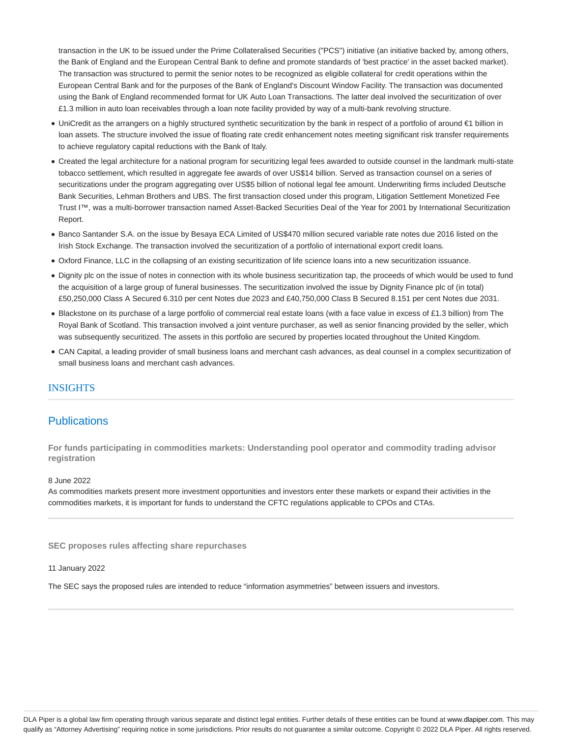transaction in the UK to be issued under the Prime Collateralised Securities ("PCS") initiative (an initiative backed by, among others, the Bank of England and the European Central Bank to define and promote standards of 'best practice' in the asset backed market). The transaction was structured to permit the senior notes to be recognized as eligible collateral for credit operations within the European Central Bank and for the purposes of the Bank of England's Discount Window Facility. The transaction was documented using the Bank of England recommended format for UK Auto Loan Transactions. The latter deal involved the securitization of over £1.3 million in auto loan receivables through a loan note facility provided by way of a multi-bank revolving structure.

- UniCredit as the arrangers on a highly structured synthetic securitization by the bank in respect of a portfolio of around €1 billion in loan assets. The structure involved the issue of floating rate credit enhancement notes meeting significant risk transfer requirements to achieve regulatory capital reductions with the Bank of Italy.
- Created the legal architecture for a national program for securitizing legal fees awarded to outside counsel in the landmark multi-state tobacco settlement, which resulted in aggregate fee awards of over US$14 billion. Served as transaction counsel on a series of securitizations under the program aggregating over US$5 billion of notional legal fee amount. Underwriting firms included Deutsche Bank Securities, Lehman Brothers and UBS. The first transaction closed under this program, Litigation Settlement Monetized Fee Trust I™, was a multi-borrower transaction named Asset-Backed Securities Deal of the Year for 2001 by International Securitization Report.
- Banco Santander S.A. on the issue by Besaya ECA Limited of US$470 million secured variable rate notes due 2016 listed on the Irish Stock Exchange. The transaction involved the securitization of a portfolio of international export credit loans.
- Oxford Finance, LLC in the collapsing of an existing securitization of life science loans into a new securitization issuance.
- Dignity plc on the issue of notes in connection with its whole business securitization tap, the proceeds of which would be used to fund the acquisition of a large group of funeral businesses. The securitization involved the issue by Dignity Finance plc of (in total) £50,250,000 Class A Secured 6.310 per cent Notes due 2023 and £40,750,000 Class B Secured 8.151 per cent Notes due 2031.
- Blackstone on its purchase of a large portfolio of commercial real estate loans (with a face value in excess of £1.3 billion) from The Royal Bank of Scotland. This transaction involved a joint venture purchaser, as well as senior financing provided by the seller, which was subsequently securitized. The assets in this portfolio are secured by properties located throughout the United Kingdom.
- CAN Capital, a leading provider of small business loans and merchant cash advances, as deal counsel in a complex securitization of small business loans and merchant cash advances.

## INSIGHTS

### Publications

**For funds participating in commodities markets: Understanding pool operator and commodity trading advisor registration**

8 June 2022

As commodities markets present more investment opportunities and investors enter these markets or expand their activities in the commodities markets, it is important for funds to understand the CFTC regulations applicable to CPOs and CTAs.

**SEC proposes rules affecting share repurchases**

11 January 2022

The SEC says the proposed rules are intended to reduce "information asymmetries" between issuers and investors.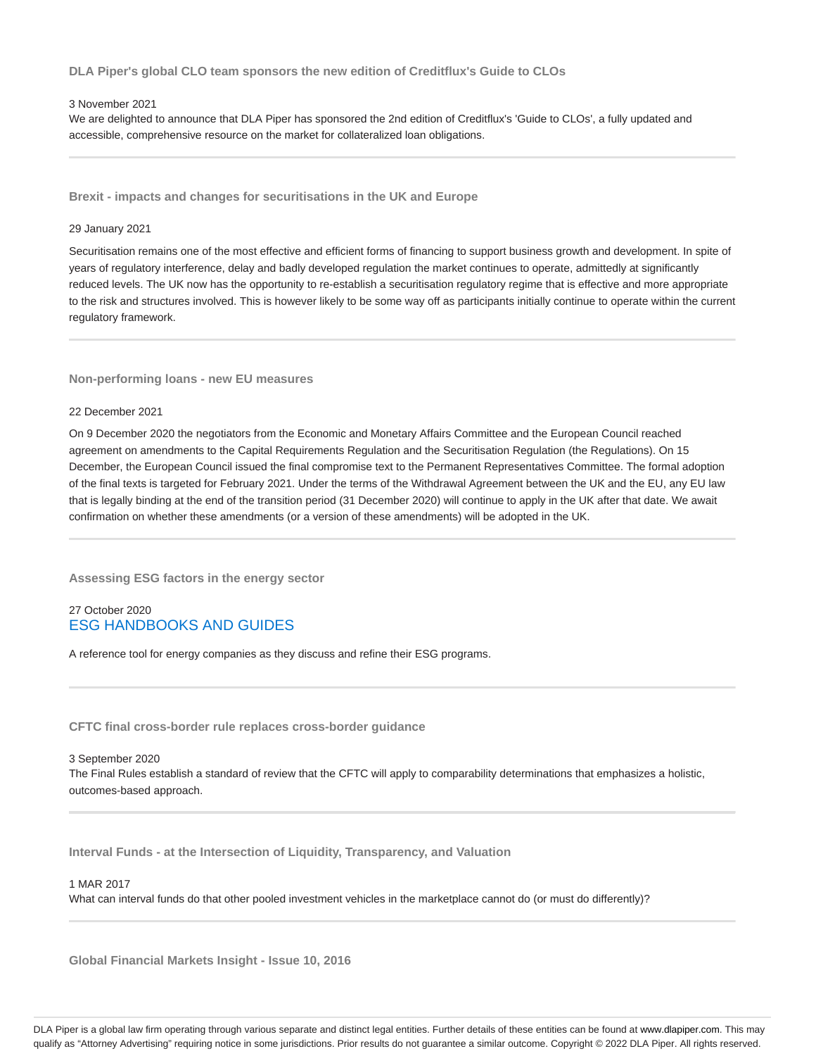### DLA Piper's global CLO team sponsors the new edition of Creditflux's Guide to CLOs

3 November 2021

We are delighted to announce that DLA Piper has sponsored the 2nd edition of Creditflux's 'Guide to CLOs', a fully updated and accessible, comprehensive resource on the market for collateralized loan obligations.

---

### Brexit - impacts and changes for securitisations in the UK and Europe

29 January 2021

Securitisation remains one of the most effective and efficient forms of financing to support business growth and development. In spite of years of regulatory interference, delay and badly developed regulation the market continues to operate, admittedly at significantly reduced levels. The UK now has the opportunity to re-establish a securitisation regulatory regime that is effective and more appropriate to the risk and structures involved. This is however likely to be some way off as participants initially continue to operate within the current regulatory framework.

---

### Non-performing loans - new EU measures

22 December 2021

On 9 December 2020 the negotiators from the Economic and Monetary Affairs Committee and the European Council reached agreement on amendments to the Capital Requirements Regulation and the Securitisation Regulation (the Regulations). On 15 December, the European Council issued the final compromise text to the Permanent Representatives Committee. The formal adoption of the final texts is targeted for February 2021. Under the terms of the Withdrawal Agreement between the UK and the EU, any EU law that is legally binding at the end of the transition period (31 December 2020) will continue to apply in the UK after that date. We await confirmation on whether these amendments (or a version of these amendments) will be adopted in the UK.

---

### Assessing ESG factors in the energy sector

27 October 2020

ESG HANDBOOKS AND GUIDES

A reference tool for energy companies as they discuss and refine their ESG programs.

---

### CFTC final cross-border rule replaces cross-border guidance

3 September 2020

The Final Rules establish a standard of review that the CFTC will apply to comparability determinations that emphasizes a holistic, outcomes-based approach.

---

### Interval Funds - at the Intersection of Liquidity, Transparency, and Valuation

1 MAR 2017

What can interval funds do that other pooled investment vehicles in the marketplace cannot do (or must do differently)?

---

### Global Financial Markets Insight - Issue 10, 2016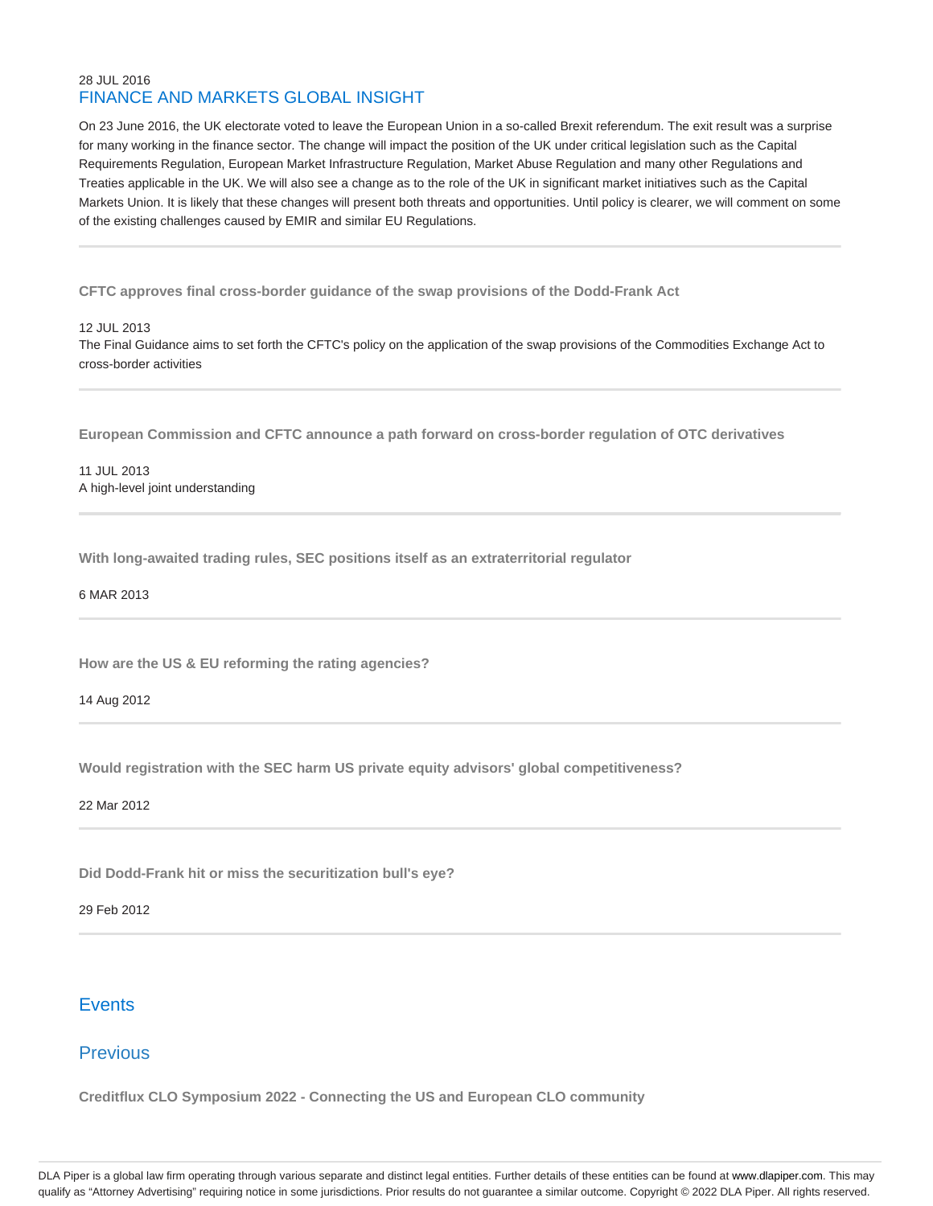28 JUL 2016

## FINANCE AND MARKETS GLOBAL INSIGHT

On 23 June 2016, the UK electorate voted to leave the European Union in a so-called Brexit referendum. The exit result was a surprise for many working in the finance sector. The change will impact the position of the UK under critical legislation such as the Capital Requirements Regulation, European Market Infrastructure Regulation, Market Abuse Regulation and many other Regulations and Treaties applicable in the UK. We will also see a change as to the role of the UK in significant market initiatives such as the Capital Markets Union. It is likely that these changes will present both threats and opportunities. Until policy is clearer, we will comment on some of the existing challenges caused by EMIR and similar EU Regulations.

---

**CFTC approves final cross-border guidance of the swap provisions of the Dodd-Frank Act**

12 JUL 2013

The Final Guidance aims to set forth the CFTC's policy on the application of the swap provisions of the Commodities Exchange Act to cross-border activities

---

**European Commission and CFTC announce a path forward on cross-border regulation of OTC derivatives**

11 JUL 2013

A high-level joint understanding

---

**With long-awaited trading rules, SEC positions itself as an extraterritorial regulator**

6 MAR 2013

---

**How are the US & EU reforming the rating agencies?**

14 Aug 2012

---

**Would registration with the SEC harm US private equity advisors' global competitiveness?**

22 Mar 2012

---

**Did Dodd-Frank hit or miss the securitization bull's eye?**

29 Feb 2012

---

## Events

## Previous

**Creditflux CLO Symposium 2022 - Connecting the US and European CLO community**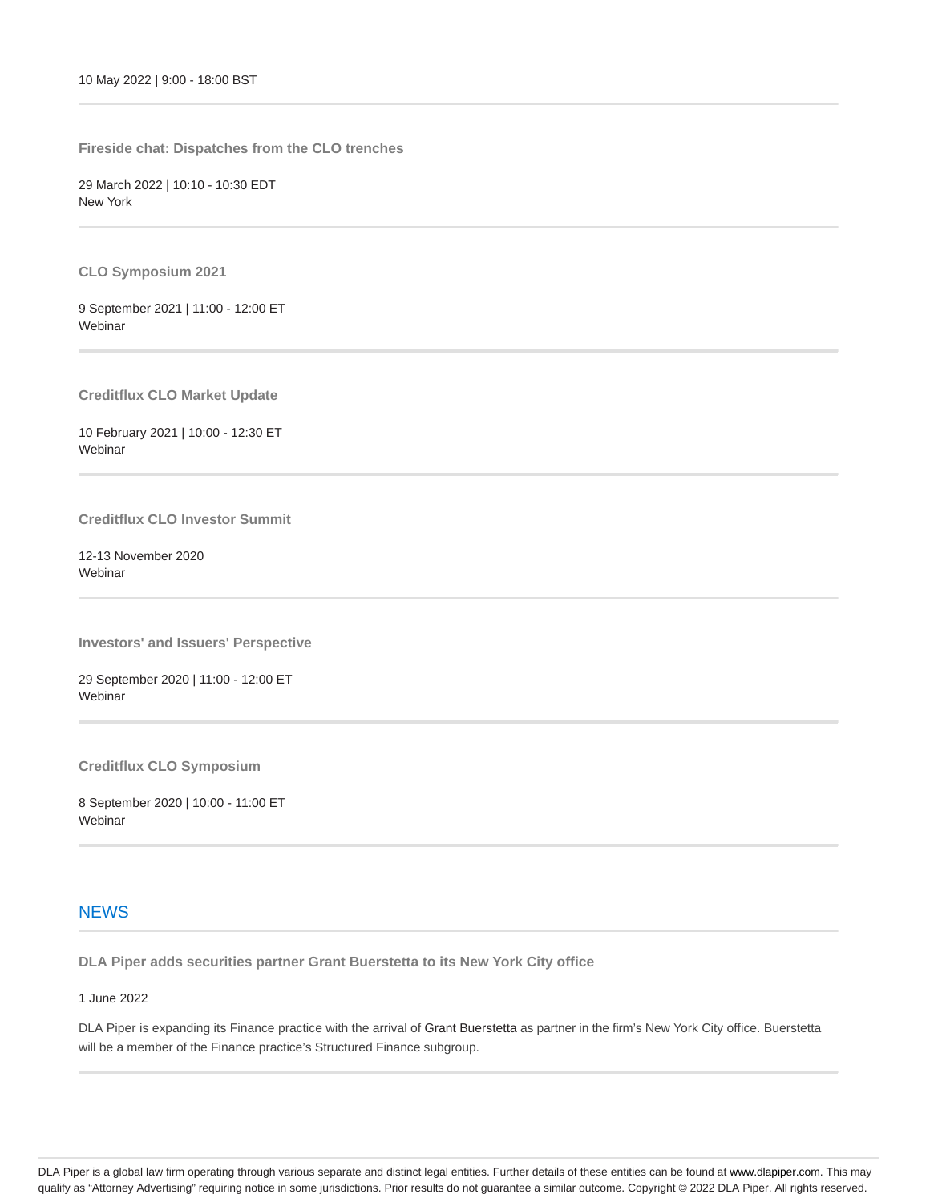10 May 2022 | 9:00 - 18:00 BST

---

**Fireside chat: Dispatches from the CLO trenches**

29 March 2022 | 10:10 - 10:30 EDT
New York

---

**CLO Symposium 2021**

9 September 2021 | 11:00 - 12:00 ET
Webinar

---

**Creditflux CLO Market Update**

10 February 2021 | 10:00 - 12:30 ET
Webinar

---

**Creditflux CLO Investor Summit**

12-13 November 2020
Webinar

---

**Investors' and Issuers' Perspective**

29 September 2020 | 11:00 - 12:00 ET
Webinar

---

**Creditflux CLO Symposium**

8 September 2020 | 10:00 - 11:00 ET
Webinar

---

## NEWS

**DLA Piper adds securities partner Grant Buerstetta to its New York City office**

1 June 2022

DLA Piper is expanding its Finance practice with the arrival of Grant Buerstetta as partner in the firm's New York City office. Buerstetta will be a member of the Finance practice's Structured Finance subgroup.

---

DLA Piper is a global law firm operating through various separate and distinct legal entities. Further details of these entities can be found at www.dlapiper.com. This may qualify as "Attorney Advertising" requiring notice in some jurisdictions. Prior results do not guarantee a similar outcome. Copyright © 2022 DLA Piper. All rights reserved.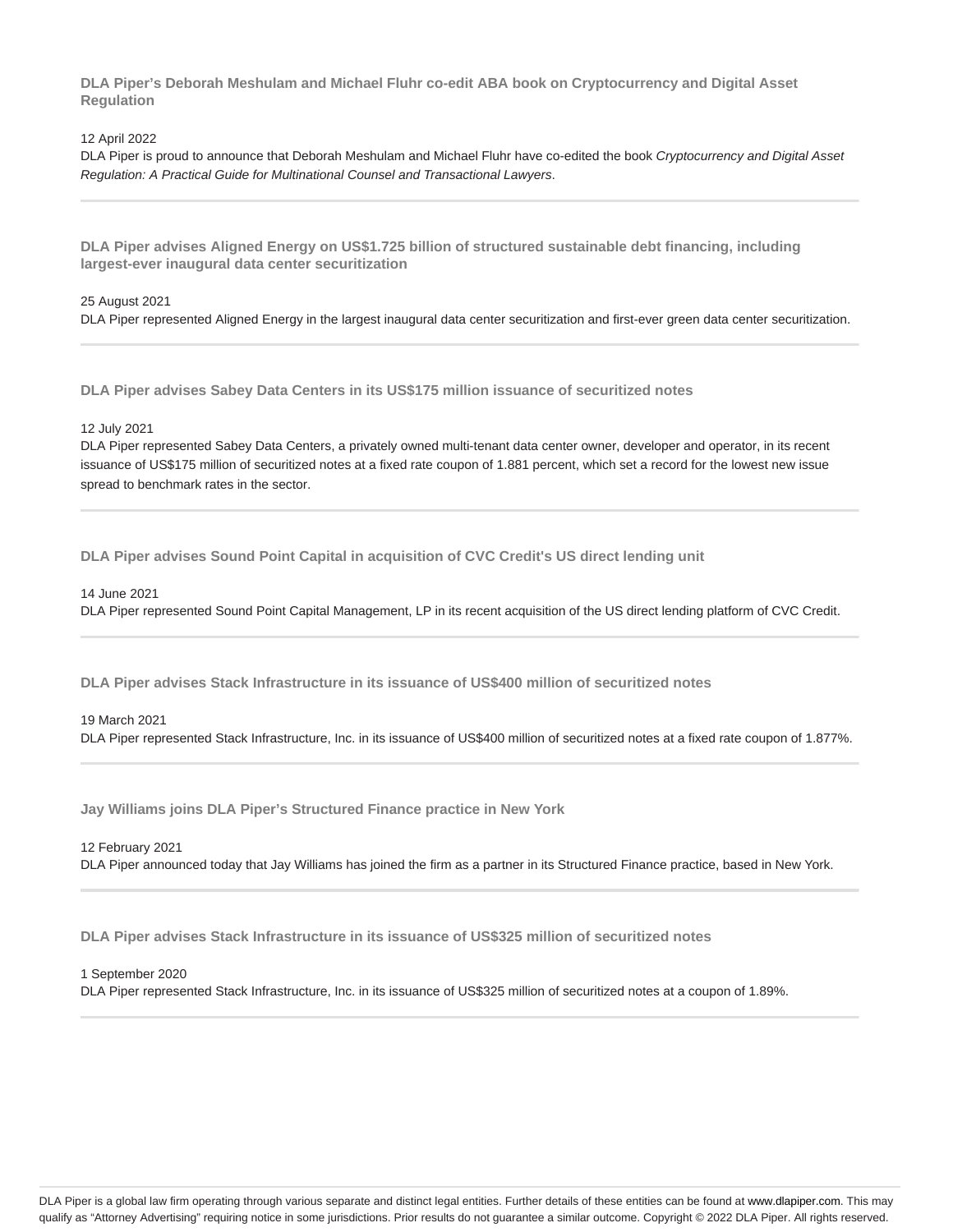**DLA Piper's Deborah Meshulam and Michael Fluhr co-edit ABA book on Cryptocurrency and Digital Asset Regulation**

12 April 2022

DLA Piper is proud to announce that Deborah Meshulam and Michael Fluhr have co-edited the book *Cryptocurrency and Digital Asset Regulation: A Practical Guide for Multinational Counsel and Transactional Lawyers*.

---

**DLA Piper advises Aligned Energy on US$1.725 billion of structured sustainable debt financing, including largest-ever inaugural data center securitization**

25 August 2021

DLA Piper represented Aligned Energy in the largest inaugural data center securitization and first-ever green data center securitization.

---

**DLA Piper advises Sabey Data Centers in its US$175 million issuance of securitized notes**

12 July 2021

DLA Piper represented Sabey Data Centers, a privately owned multi-tenant data center owner, developer and operator, in its recent issuance of US$175 million of securitized notes at a fixed rate coupon of 1.881 percent, which set a record for the lowest new issue spread to benchmark rates in the sector.

---

**DLA Piper advises Sound Point Capital in acquisition of CVC Credit's US direct lending unit**

14 June 2021

DLA Piper represented Sound Point Capital Management, LP in its recent acquisition of the US direct lending platform of CVC Credit.

---

**DLA Piper advises Stack Infrastructure in its issuance of US$400 million of securitized notes**

19 March 2021

DLA Piper represented Stack Infrastructure, Inc. in its issuance of US$400 million of securitized notes at a fixed rate coupon of 1.877%.

---

**Jay Williams joins DLA Piper's Structured Finance practice in New York**

12 February 2021

DLA Piper announced today that Jay Williams has joined the firm as a partner in its Structured Finance practice, based in New York.

---

**DLA Piper advises Stack Infrastructure in its issuance of US$325 million of securitized notes**

1 September 2020

DLA Piper represented Stack Infrastructure, Inc. in its issuance of US$325 million of securitized notes at a coupon of 1.89%.

---

DLA Piper is a global law firm operating through various separate and distinct legal entities. Further details of these entities can be found at www.dlapiper.com. This may qualify as "Attorney Advertising" requiring notice in some jurisdictions. Prior results do not guarantee a similar outcome. Copyright © 2022 DLA Piper. All rights reserved.